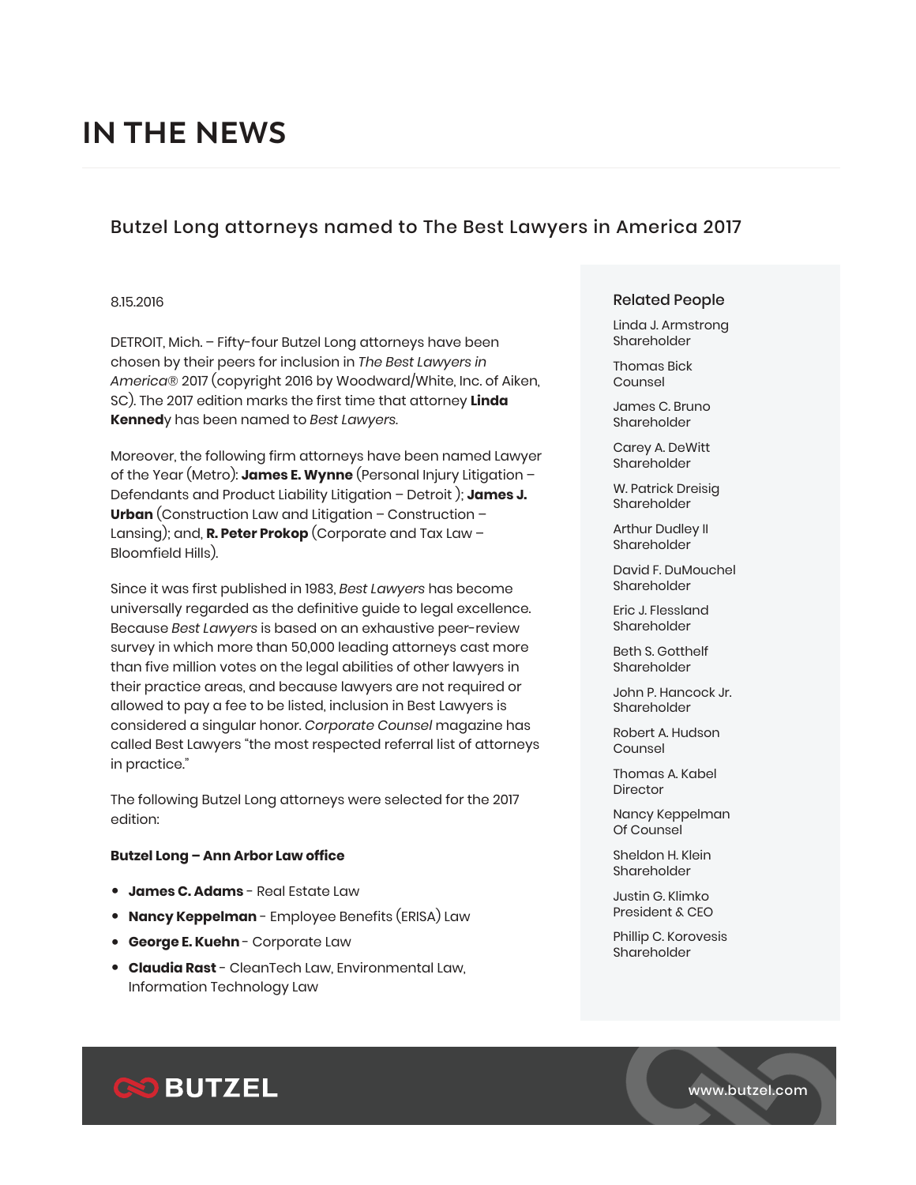# IN THE NEWS

## Butzel Long attorneys named to The Best Lawyers in America 2017

8.15.2016

DETROIT, Mich. – Fifty-four Butzel Long attorneys have been chosen by their peers for inclusion in *The Best Lawyers in America*® 2017 (copyright 2016 by Woodward/White, Inc. of Aiken, SC). The 2017 edition marks the first time that attorney **Linda Kenned**y has been named to *Best Lawyers.*

Moreover, the following firm attorneys have been named Lawyer of the Year (Metro): **James E. Wynne** (Personal Injury Litigation – Defendants and Product Liability Litigation – Detroit ); **James J. Urban** (Construction Law and Litigation – Construction – Lansing); and, **R. Peter Prokop** (Corporate and Tax Law – Bloomfield Hills).

Since it was first published in 1983, *Best Lawyers* has become universally regarded as the definitive guide to legal excellence. Because *Best Lawyers* is based on an exhaustive peer-review survey in which more than 50,000 leading attorneys cast more than five million votes on the legal abilities of other lawyers in their practice areas, and because lawyers are not required or allowed to pay a fee to be listed, inclusion in Best Lawyers is considered a singular honor. *Corporate Counsel* magazine has called Best Lawyers "the most respected referral list of attorneys in practice."

The following Butzel Long attorneys were selected for the 2017 edition:

**Butzel Long – Ann Arbor Law office**

- **James C. Adams** - Real Estate Law
- **Nancy Keppelman** - Employee Benefits (ERISA) Law
- **George E. Kuehn** - Corporate Law
- **Claudia Rast** - CleanTech Law, Environmental Law, Information Technology Law

### Related People

Linda J. Armstrong
Shareholder

Thomas Bick
Counsel

James C. Bruno
Shareholder

Carey A. DeWitt
Shareholder

W. Patrick Dreisig
Shareholder

Arthur Dudley II
Shareholder

David F. DuMouchel
Shareholder

Eric J. Flessland
Shareholder

Beth S. Gotthelf
Shareholder

John P. Hancock Jr.
Shareholder

Robert A. Hudson
Counsel

Thomas A. Kabel
Director

Nancy Keppelman
Of Counsel

Sheldon H. Klein
Shareholder

Justin G. Klimko
President & CEO

Phillip C. Korovesis
Shareholder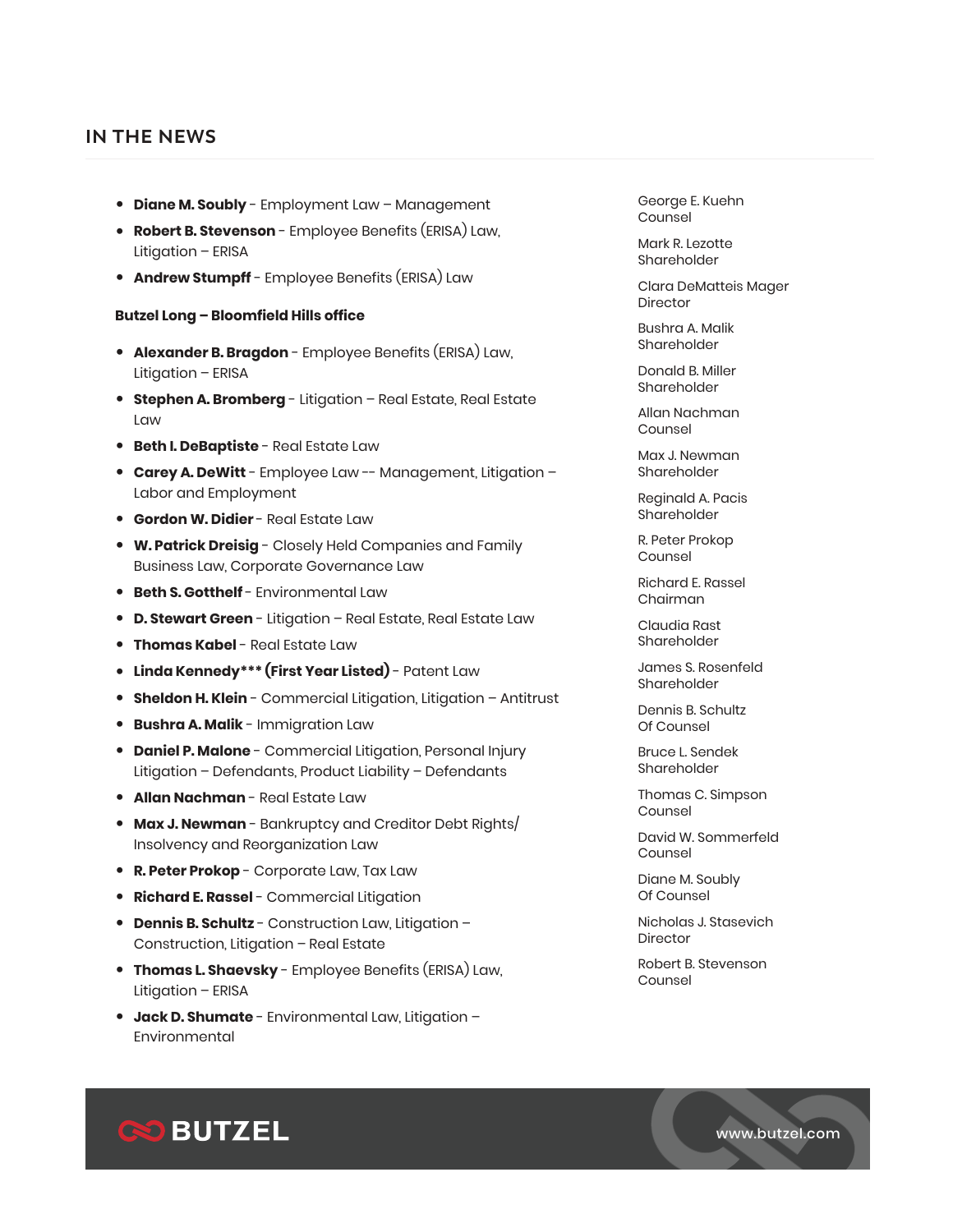## IN THE NEWS

- **Diane M. Soubly** - Employment Law – Management
- **Robert B. Stevenson** - Employee Benefits (ERISA) Law, Litigation – ERISA
- **Andrew Stumpff** - Employee Benefits (ERISA) Law

**Butzel Long – Bloomfield Hills office**

- **Alexander B. Bragdon** - Employee Benefits (ERISA) Law, Litigation – ERISA
- **Stephen A. Bromberg** - Litigation – Real Estate, Real Estate Law
- **Beth I. DeBaptiste** - Real Estate Law
- **Carey A. DeWitt** - Employee Law -- Management, Litigation – Labor and Employment
- **Gordon W. Didier** - Real Estate Law
- **W. Patrick Dreisig** - Closely Held Companies and Family Business Law, Corporate Governance Law
- **Beth S. Gotthelf** - Environmental Law
- **D. Stewart Green** - Litigation – Real Estate, Real Estate Law
- **Thomas Kabel** - Real Estate Law
- **Linda Kennedy*** (First Year Listed)** - Patent Law
- **Sheldon H. Klein** - Commercial Litigation, Litigation – Antitrust
- **Bushra A. Malik** - Immigration Law
- **Daniel P. Malone** - Commercial Litigation, Personal Injury Litigation – Defendants, Product Liability – Defendants
- **Allan Nachman** - Real Estate Law
- **Max J. Newman** - Bankruptcy and Creditor Debt Rights/ Insolvency and Reorganization Law
- **R. Peter Prokop** - Corporate Law, Tax Law
- **Richard E. Rassel** - Commercial Litigation
- **Dennis B. Schultz** - Construction Law, Litigation – Construction, Litigation – Real Estate
- **Thomas L. Shaevsky** - Employee Benefits (ERISA) Law, Litigation – ERISA
- **Jack D. Shumate** - Environmental Law, Litigation – Environmental

George E. Kuehn
Counsel

Mark R. Lezotte
Shareholder

Clara DeMatteis Mager
Director

Bushra A. Malik
Shareholder

Donald B. Miller
Shareholder

Allan Nachman
Counsel

Max J. Newman
Shareholder

Reginald A. Pacis
Shareholder

R. Peter Prokop
Counsel

Richard E. Rassel
Chairman

Claudia Rast
Shareholder

James S. Rosenfeld
Shareholder

Dennis B. Schultz
Of Counsel

Bruce L. Sendek
Shareholder

Thomas C. Simpson
Counsel

David W. Sommerfeld
Counsel

Diane M. Soubly
Of Counsel

Nicholas J. Stasevich
Director

Robert B. Stevenson
Counsel

BUTZEL

www.butzel.com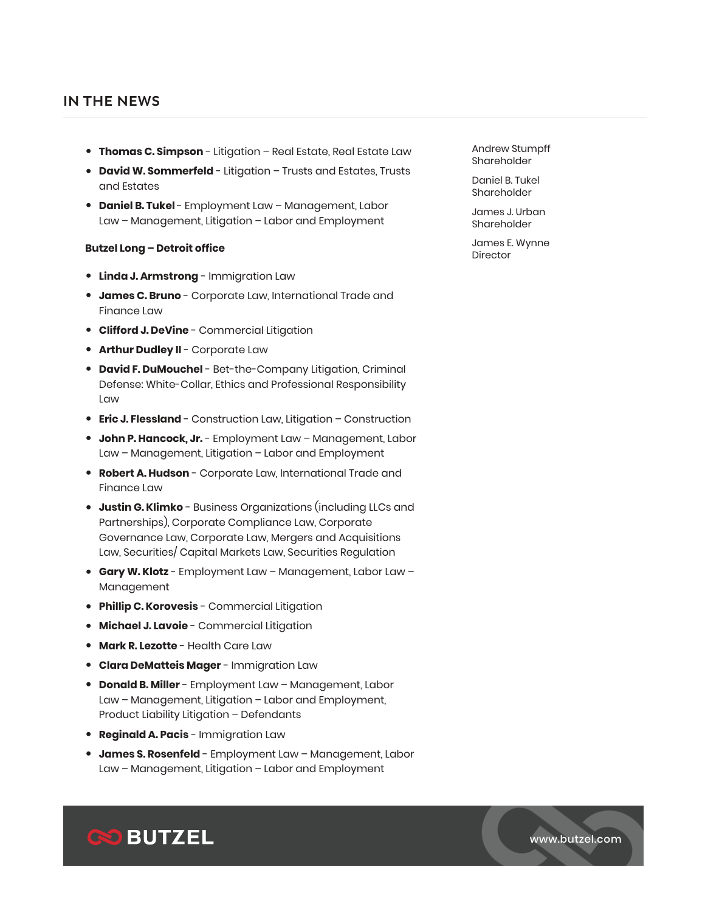## IN THE NEWS

- **Thomas C. Simpson** - Litigation – Real Estate, Real Estate Law
- **David W. Sommerfeld** - Litigation – Trusts and Estates, Trusts and Estates
- **Daniel B. Tukel** - Employment Law – Management, Labor Law – Management, Litigation – Labor and Employment

**Butzel Long – Detroit office**

- **Linda J. Armstrong** - Immigration Law
- **James C. Bruno** - Corporate Law, International Trade and Finance Law
- **Clifford J. DeVine** - Commercial Litigation
- **Arthur Dudley II** - Corporate Law
- **David F. DuMouchel** - Bet-the-Company Litigation, Criminal Defense: White-Collar, Ethics and Professional Responsibility Law
- **Eric J. Flessland** - Construction Law, Litigation – Construction
- **John P. Hancock, Jr.** - Employment Law – Management, Labor Law – Management, Litigation – Labor and Employment
- **Robert A. Hudson** - Corporate Law, International Trade and Finance Law
- **Justin G. Klimko** - Business Organizations (including LLCs and Partnerships), Corporate Compliance Law, Corporate Governance Law, Corporate Law, Mergers and Acquisitions Law, Securities/ Capital Markets Law, Securities Regulation
- **Gary W. Klotz** - Employment Law – Management, Labor Law – Management
- **Phillip C. Korovesis** - Commercial Litigation
- **Michael J. Lavoie** - Commercial Litigation
- **Mark R. Lezotte** - Health Care Law
- **Clara DeMatteis Mager** - Immigration Law
- **Donald B. Miller** - Employment Law – Management, Labor Law – Management, Litigation – Labor and Employment, Product Liability Litigation – Defendants
- **Reginald A. Pacis** - Immigration Law
- **James S. Rosenfeld** - Employment Law – Management, Labor Law – Management, Litigation – Labor and Employment

Andrew Stumpff
Shareholder

Daniel B. Tukel
Shareholder

James J. Urban
Shareholder

James E. Wynne
Director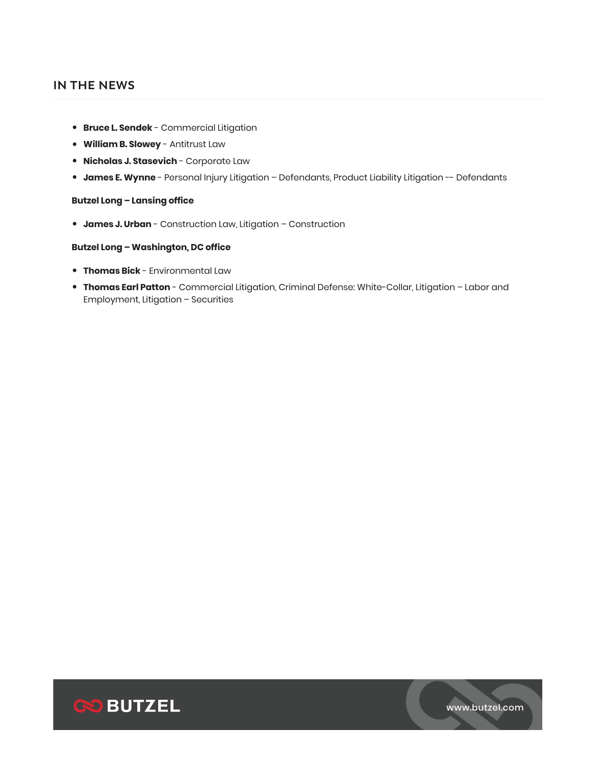## IN THE NEWS

- **Bruce L. Sendek** - Commercial Litigation
- **William B. Slowey** - Antitrust Law
- **Nicholas J. Stasevich** - Corporate Law
- **James E. Wynne** - Personal Injury Litigation – Defendants, Product Liability Litigation -- Defendants

**Butzel Long – Lansing office**

- **James J. Urban** - Construction Law, Litigation – Construction

**Butzel Long – Washington, DC office**

- **Thomas Bick** - Environmental Law
- **Thomas Earl Patton** - Commercial Litigation, Criminal Defense: White-Collar, Litigation – Labor and Employment, Litigation – Securities